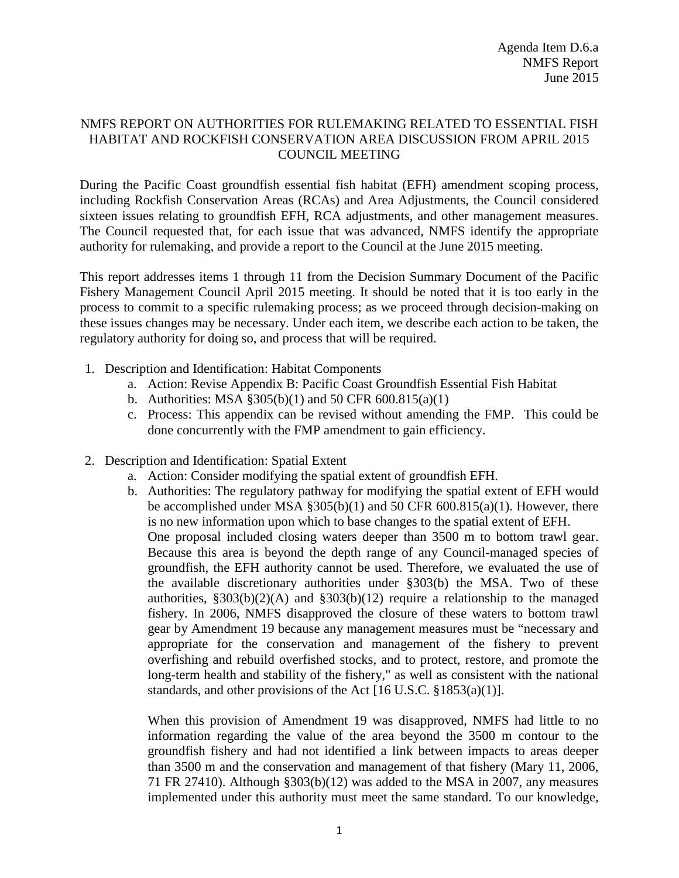Agenda Item D.6.a
NMFS Report
June 2015

# NMFS REPORT ON AUTHORITIES FOR RULEMAKING RELATED TO ESSENTIAL FISH HABITAT AND ROCKFISH CONSERVATION AREA DISCUSSION FROM APRIL 2015 COUNCIL MEETING

During the Pacific Coast groundfish essential fish habitat (EFH) amendment scoping process, including Rockfish Conservation Areas (RCAs) and Area Adjustments, the Council considered sixteen issues relating to groundfish EFH, RCA adjustments, and other management measures. The Council requested that, for each issue that was advanced, NMFS identify the appropriate authority for rulemaking, and provide a report to the Council at the June 2015 meeting.

This report addresses items 1 through 11 from the Decision Summary Document of the Pacific Fishery Management Council April 2015 meeting. It should be noted that it is too early in the process to commit to a specific rulemaking process; as we proceed through decision-making on these issues changes may be necessary. Under each item, we describe each action to be taken, the regulatory authority for doing so, and process that will be required.

1. Description and Identification: Habitat Components
   a. Action: Revise Appendix B: Pacific Coast Groundfish Essential Fish Habitat
   b. Authorities: MSA §305(b)(1) and 50 CFR 600.815(a)(1)
   c. Process: This appendix can be revised without amending the FMP. This could be done concurrently with the FMP amendment to gain efficiency.

2. Description and Identification: Spatial Extent
   a. Action: Consider modifying the spatial extent of groundfish EFH.
   b. Authorities: The regulatory pathway for modifying the spatial extent of EFH would be accomplished under MSA §305(b)(1) and 50 CFR 600.815(a)(1). However, there is no new information upon which to base changes to the spatial extent of EFH.
      One proposal included closing waters deeper than 3500 m to bottom trawl gear. Because this area is beyond the depth range of any Council-managed species of groundfish, the EFH authority cannot be used. Therefore, we evaluated the use of the available discretionary authorities under §303(b) the MSA. Two of these authorities, §303(b)(2)(A) and §303(b)(12) require a relationship to the managed fishery. In 2006, NMFS disapproved the closure of these waters to bottom trawl gear by Amendment 19 because any management measures must be "necessary and appropriate for the conservation and management of the fishery to prevent overfishing and rebuild overfished stocks, and to protect, restore, and promote the long-term health and stability of the fishery," as well as consistent with the national standards, and other provisions of the Act [16 U.S.C. §1853(a)(1)].

      When this provision of Amendment 19 was disapproved, NMFS had little to no information regarding the value of the area beyond the 3500 m contour to the groundfish fishery and had not identified a link between impacts to areas deeper than 3500 m and the conservation and management of that fishery (Mary 11, 2006, 71 FR 27410). Although §303(b)(12) was added to the MSA in 2007, any measures implemented under this authority must meet the same standard. To our knowledge,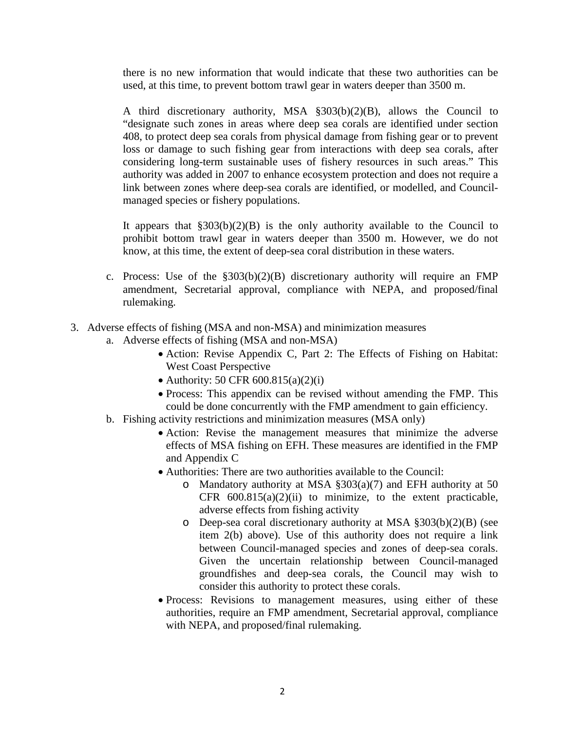there is no new information that would indicate that these two authorities can be used, at this time, to prevent bottom trawl gear in waters deeper than 3500 m.

A third discretionary authority, MSA §303(b)(2)(B), allows the Council to "designate such zones in areas where deep sea corals are identified under section 408, to protect deep sea corals from physical damage from fishing gear or to prevent loss or damage to such fishing gear from interactions with deep sea corals, after considering long-term sustainable uses of fishery resources in such areas." This authority was added in 2007 to enhance ecosystem protection and does not require a link between zones where deep-sea corals are identified, or modelled, and Council-managed species or fishery populations.

It appears that §303(b)(2)(B) is the only authority available to the Council to prohibit bottom trawl gear in waters deeper than 3500 m. However, we do not know, at this time, the extent of deep-sea coral distribution in these waters.

c. Process: Use of the §303(b)(2)(B) discretionary authority will require an FMP amendment, Secretarial approval, compliance with NEPA, and proposed/final rulemaking.

3. Adverse effects of fishing (MSA and non-MSA) and minimization measures
   a. Adverse effects of fishing (MSA and non-MSA)
      - Action: Revise Appendix C, Part 2: The Effects of Fishing on Habitat: West Coast Perspective
      - Authority: 50 CFR 600.815(a)(2)(i)
      - Process: This appendix can be revised without amending the FMP. This could be done concurrently with the FMP amendment to gain efficiency.
   b. Fishing activity restrictions and minimization measures (MSA only)
      - Action: Revise the management measures that minimize the adverse effects of MSA fishing on EFH. These measures are identified in the FMP and Appendix C
      - Authorities: There are two authorities available to the Council:
        - Mandatory authority at MSA §303(a)(7) and EFH authority at 50 CFR 600.815(a)(2)(ii) to minimize, to the extent practicable, adverse effects from fishing activity
        - Deep-sea coral discretionary authority at MSA §303(b)(2)(B) (see item 2(b) above). Use of this authority does not require a link between Council-managed species and zones of deep-sea corals. Given the uncertain relationship between Council-managed groundfishes and deep-sea corals, the Council may wish to consider this authority to protect these corals.
      - Process: Revisions to management measures, using either of these authorities, require an FMP amendment, Secretarial approval, compliance with NEPA, and proposed/final rulemaking.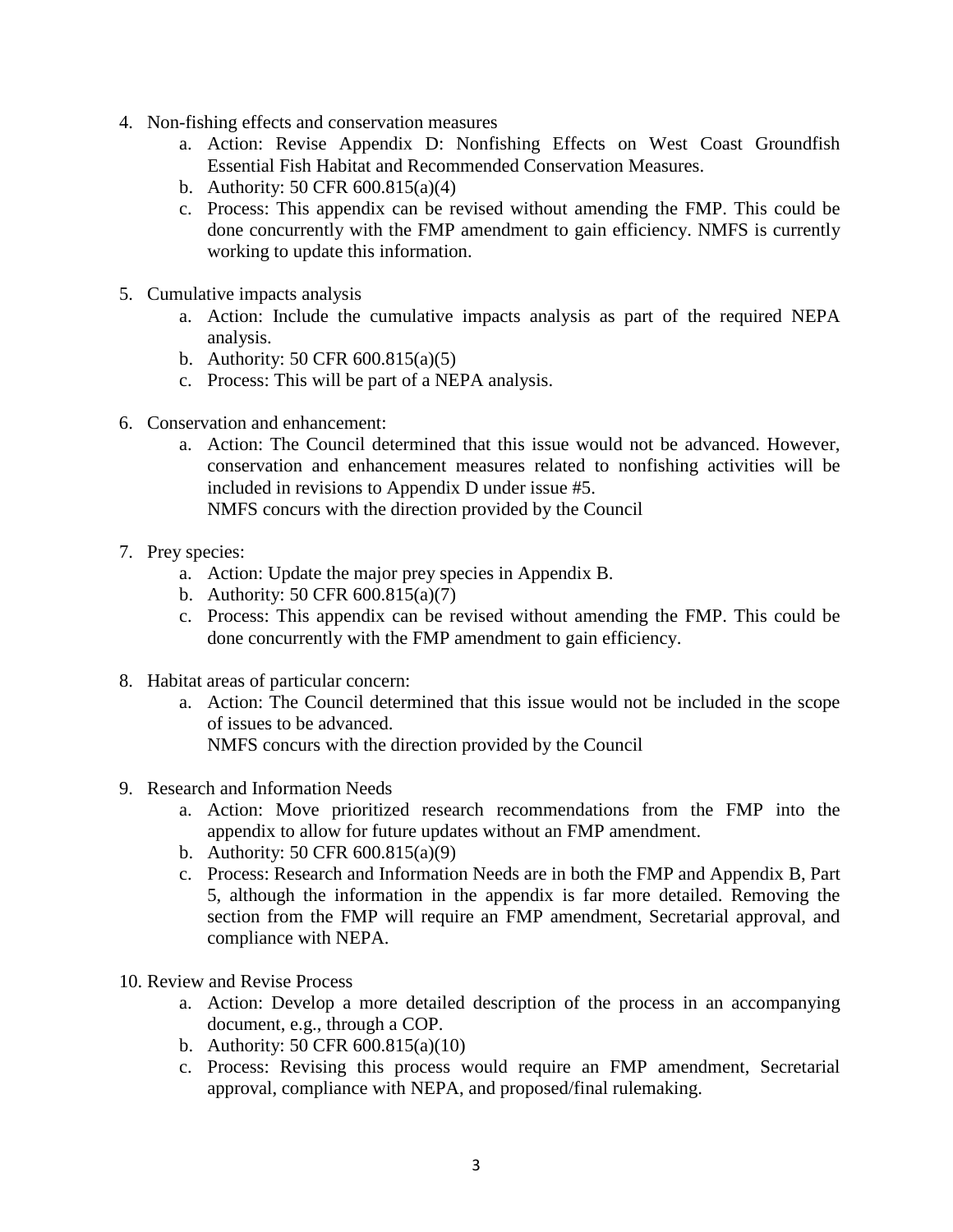4. Non-fishing effects and conservation measures
    a. Action: Revise Appendix D: Nonfishing Effects on West Coast Groundfish Essential Fish Habitat and Recommended Conservation Measures.
    b. Authority: 50 CFR 600.815(a)(4)
    c. Process: This appendix can be revised without amending the FMP. This could be done concurrently with the FMP amendment to gain efficiency. NMFS is currently working to update this information.

5. Cumulative impacts analysis
    a. Action: Include the cumulative impacts analysis as part of the required NEPA analysis.
    b. Authority: 50 CFR 600.815(a)(5)
    c. Process: This will be part of a NEPA analysis.

6. Conservation and enhancement:
    a. Action: The Council determined that this issue would not be advanced. However, conservation and enhancement measures related to nonfishing activities will be included in revisions to Appendix D under issue #5.
    NMFS concurs with the direction provided by the Council

7. Prey species:
    a. Action: Update the major prey species in Appendix B.
    b. Authority: 50 CFR 600.815(a)(7)
    c. Process: This appendix can be revised without amending the FMP. This could be done concurrently with the FMP amendment to gain efficiency.

8. Habitat areas of particular concern:
    a. Action: The Council determined that this issue would not be included in the scope of issues to be advanced.
    NMFS concurs with the direction provided by the Council

9. Research and Information Needs
    a. Action: Move prioritized research recommendations from the FMP into the appendix to allow for future updates without an FMP amendment.
    b. Authority: 50 CFR 600.815(a)(9)
    c. Process: Research and Information Needs are in both the FMP and Appendix B, Part 5, although the information in the appendix is far more detailed. Removing the section from the FMP will require an FMP amendment, Secretarial approval, and compliance with NEPA.

10. Review and Revise Process
    a. Action: Develop a more detailed description of the process in an accompanying document, e.g., through a COP.
    b. Authority: 50 CFR 600.815(a)(10)
    c. Process: Revising this process would require an FMP amendment, Secretarial approval, compliance with NEPA, and proposed/final rulemaking.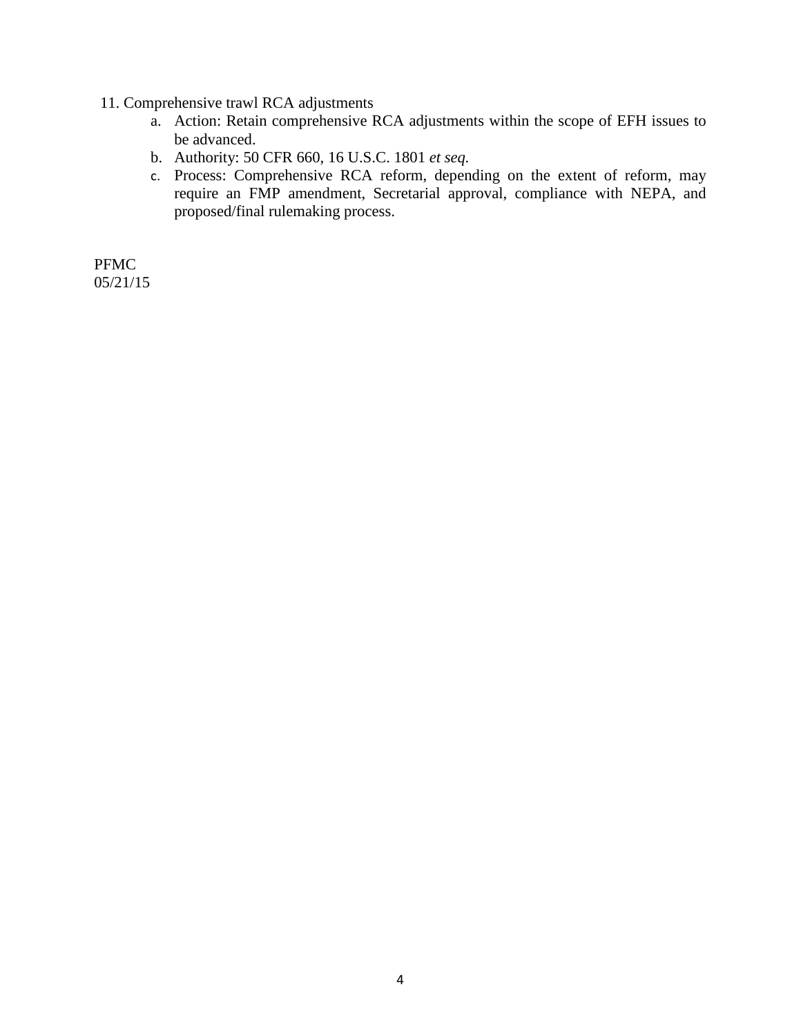11. Comprehensive trawl RCA adjustments
    a. Action: Retain comprehensive RCA adjustments within the scope of EFH issues to be advanced.
    b. Authority: 50 CFR 660, 16 U.S.C. 1801 *et seq.*
    c. Process: Comprehensive RCA reform, depending on the extent of reform, may require an FMP amendment, Secretarial approval, compliance with NEPA, and proposed/final rulemaking process.

PFMC
05/21/15